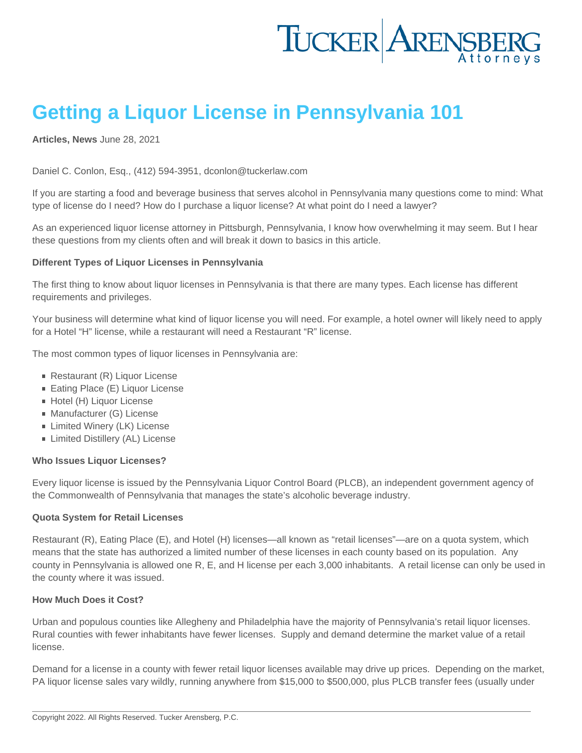# Getting a Liquor License in Pennsylvania 101

**Articles, News** June 28, 2021

Daniel C. Conlon, Esq., (412) 594-3951, dconlon@tuckerlaw.com

If you are starting a food and beverage business that serves alcohol in Pennsylvania many questions come to mind: What type of license do I need? How do I purchase a liquor license? At what point do I need a lawyer?

As an experienced liquor license attorney in Pittsburgh, Pennsylvania, I know how overwhelming it may seem. But I hear these questions from my clients often and will break it down to basics in this article.

**Different Types of Liquor Licenses in Pennsylvania**

The first thing to know about liquor licenses in Pennsylvania is that there are many types. Each license has different requirements and privileges.

Your business will determine what kind of liquor license you will need. For example, a hotel owner will likely need to apply for a Hotel "H" license, while a restaurant will need a Restaurant "R" license.

The most common types of liquor licenses in Pennsylvania are:

- Restaurant (R) Liquor License
- Eating Place (E) Liquor License
- Hotel (H) Liquor License
- Manufacturer (G) License
- Limited Winery (LK) License
- Limited Distillery (AL) License

**Who Issues Liquor Licenses?**

Every liquor license is issued by the Pennsylvania Liquor Control Board (PLCB), an independent government agency of the Commonwealth of Pennsylvania that manages the state's alcoholic beverage industry.

**Quota System for Retail Licenses**

Restaurant (R), Eating Place (E), and Hotel (H) licenses—all known as "retail licenses"—are on a quota system, which means that the state has authorized a limited number of these licenses in each county based on its population. Any county in Pennsylvania is allowed one R, E, and H license per each 3,000 inhabitants. A retail license can only be used in the county where it was issued.

**How Much Does it Cost?**

Urban and populous counties like Allegheny and Philadelphia have the majority of Pennsylvania's retail liquor licenses. Rural counties with fewer inhabitants have fewer licenses. Supply and demand determine the market value of a retail license.

Demand for a license in a county with fewer retail liquor licenses available may drive up prices. Depending on the market, PA liquor license sales vary wildly, running anywhere from $15,000 to $500,000, plus PLCB transfer fees (usually under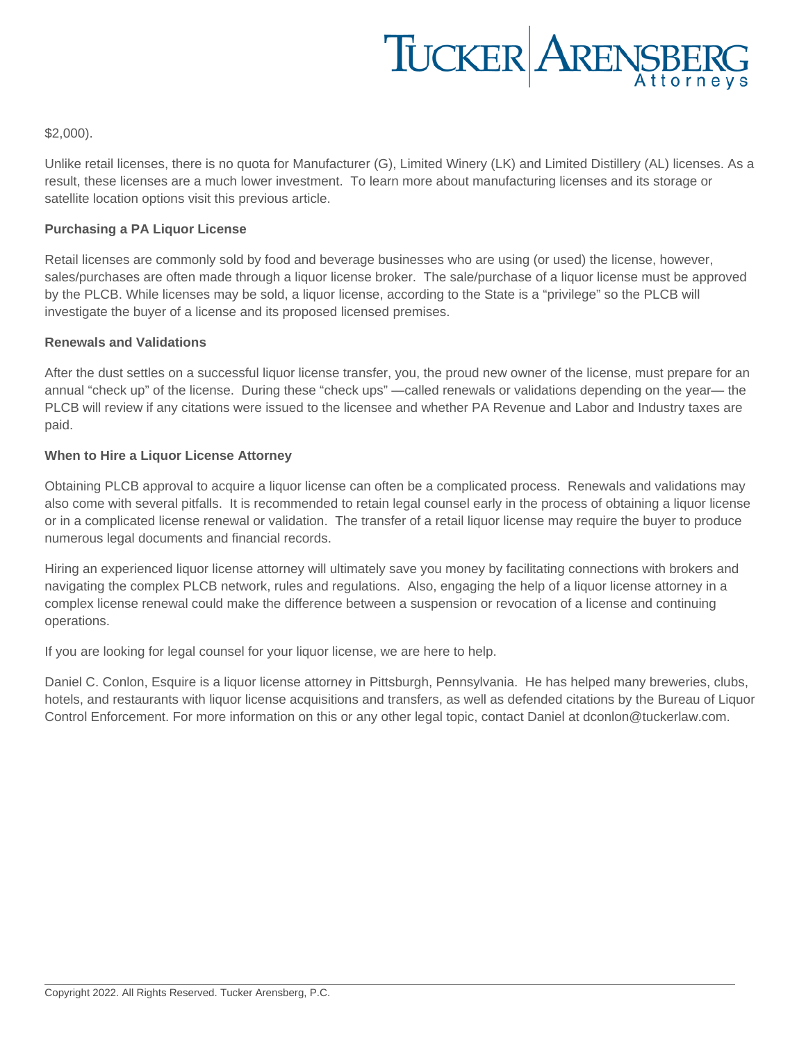$2,000).

Unlike retail licenses, there is no quota for Manufacturer (G), Limited Winery (LK) and Limited Distillery (AL) licenses. As a result, these licenses are a much lower investment. To learn more about manufacturing licenses and its storage or satellite location options visit this previous article.

**Purchasing a PA Liquor License**

Retail licenses are commonly sold by food and beverage businesses who are using (or used) the license, however, sales/purchases are often made through a liquor license broker. The sale/purchase of a liquor license must be approved by the PLCB. While licenses may be sold, a liquor license, according to the State is a "privilege" so the PLCB will investigate the buyer of a license and its proposed licensed premises.

**Renewals and Validations**

After the dust settles on a successful liquor license transfer, you, the proud new owner of the license, must prepare for an annual "check up" of the license. During these "check ups" —called renewals or validations depending on the year— the PLCB will review if any citations were issued to the licensee and whether PA Revenue and Labor and Industry taxes are paid.

**When to Hire a Liquor License Attorney**

Obtaining PLCB approval to acquire a liquor license can often be a complicated process. Renewals and validations may also come with several pitfalls. It is recommended to retain legal counsel early in the process of obtaining a liquor license or in a complicated license renewal or validation. The transfer of a retail liquor license may require the buyer to produce numerous legal documents and financial records.

Hiring an experienced liquor license attorney will ultimately save you money by facilitating connections with brokers and navigating the complex PLCB network, rules and regulations. Also, engaging the help of a liquor license attorney in a complex license renewal could make the difference between a suspension or revocation of a license and continuing operations.

If you are looking for legal counsel for your liquor license, we are here to help.

Daniel C. Conlon, Esquire is a liquor license attorney in Pittsburgh, Pennsylvania. He has helped many breweries, clubs, hotels, and restaurants with liquor license acquisitions and transfers, as well as defended citations by the Bureau of Liquor Control Enforcement. For more information on this or any other legal topic, contact Daniel at dconlon@tuckerlaw.com.

Copyright 2022. All Rights Reserved. Tucker Arensberg, P.C.